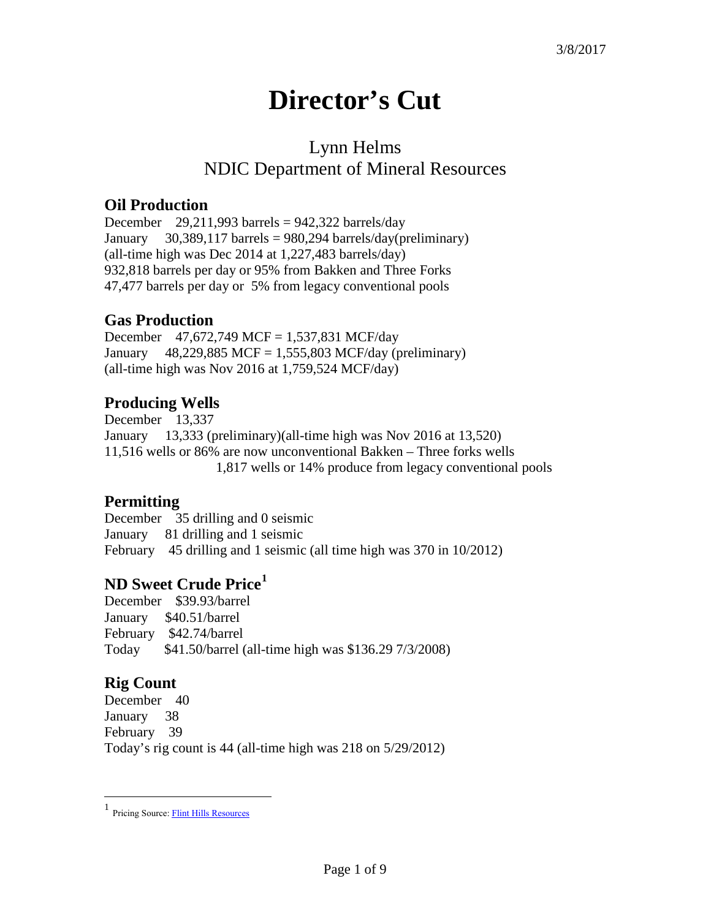3/8/2017

# Director's Cut

## Lynn Helms
## NDIC Department of Mineral Resources

### Oil Production

December 29,211,993 barrels = 942,322 barrels/day
January 30,389,117 barrels = 980,294 barrels/day(preliminary)
(all-time high was Dec 2014 at 1,227,483 barrels/day)
932,818 barrels per day or 95% from Bakken and Three Forks
47,477 barrels per day or 5% from legacy conventional pools

### Gas Production

December 47,672,749 MCF = 1,537,831 MCF/day
January 48,229,885 MCF = 1,555,803 MCF/day (preliminary)
(all-time high was Nov 2016 at 1,759,524 MCF/day)

### Producing Wells

December 13,337
January 13,333 (preliminary)(all-time high was Nov 2016 at 13,520)
11,516 wells or 86% are now unconventional Bakken – Three forks wells
1,817 wells or 14% produce from legacy conventional pools

### Permitting

December 35 drilling and 0 seismic
January 81 drilling and 1 seismic
February 45 drilling and 1 seismic (all time high was 370 in 10/2012)

### ND Sweet Crude Price[1]

December $39.93/barrel
January $40.51/barrel
February $42.74/barrel
Today $41.50/barrel (all-time high was $136.29 7/3/2008)

### Rig Count

December 40
January 38
February 39
Today's rig count is 44 (all-time high was 218 on 5/29/2012)

---

[1] Pricing Source: Flint Hills Resources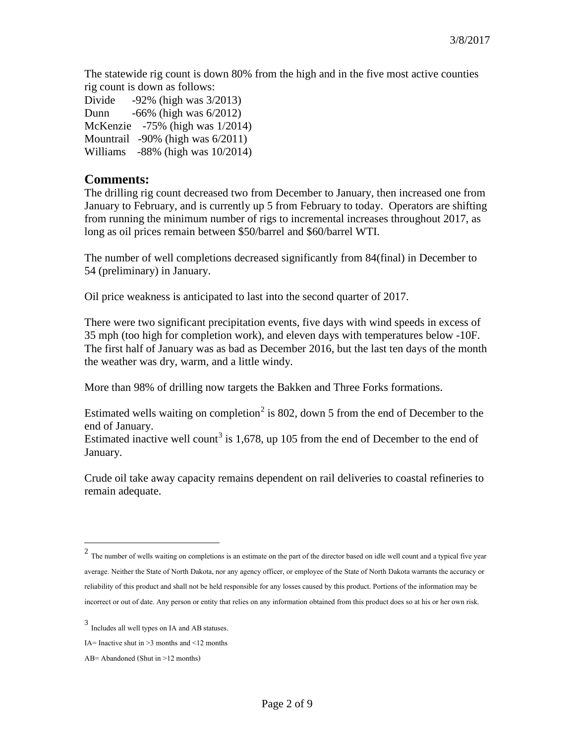The statewide rig count is down 80% from the high and in the five most active counties rig count is down as follows:

Divide -92% (high was 3/2013)
Dunn -66% (high was 6/2012)
McKenzie -75% (high was 1/2014)
Mountrail -90% (high was 6/2011)
Williams -88% (high was 10/2014)

## Comments:

The drilling rig count decreased two from December to January, then increased one from January to February, and is currently up 5 from February to today. Operators are shifting from running the minimum number of rigs to incremental increases throughout 2017, as long as oil prices remain between $50/barrel and $60/barrel WTI.

The number of well completions decreased significantly from 84(final) in December to 54 (preliminary) in January.

Oil price weakness is anticipated to last into the second quarter of 2017.

There were two significant precipitation events, five days with wind speeds in excess of 35 mph (too high for completion work), and eleven days with temperatures below -10F. The first half of January was as bad as December 2016, but the last ten days of the month the weather was dry, warm, and a little windy.

More than 98% of drilling now targets the Bakken and Three Forks formations.

Estimated wells waiting on completion[2] is 802, down 5 from the end of December to the end of January.
Estimated inactive well count[3] is 1,678, up 105 from the end of December to the end of January.

Crude oil take away capacity remains dependent on rail deliveries to coastal refineries to remain adequate.

---

[2] The number of wells waiting on completions is an estimate on the part of the director based on idle well count and a typical five year average. Neither the State of North Dakota, nor any agency officer, or employee of the State of North Dakota warrants the accuracy or reliability of this product and shall not be held responsible for any losses caused by this product. Portions of the information may be incorrect or out of date. Any person or entity that relies on any information obtained from this product does so at his or her own risk.

[3] Includes all well types on IA and AB statuses.

IA= Inactive shut in >3 months and <12 months

AB= Abandoned (Shut in >12 months)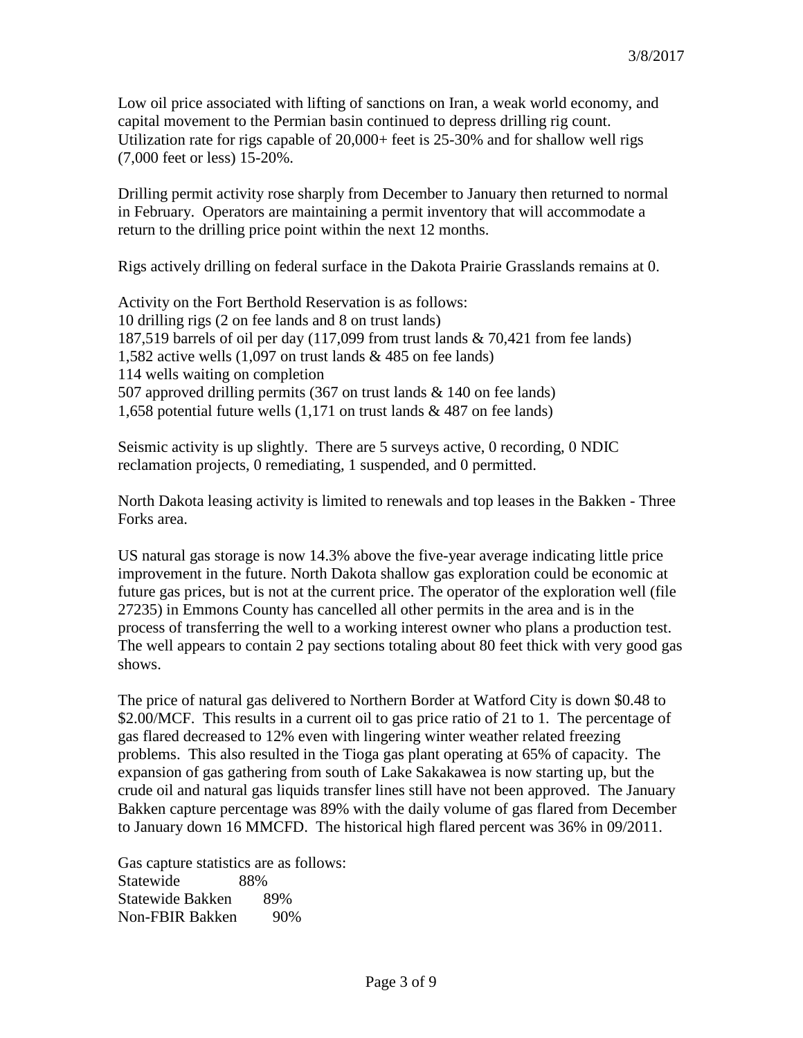Low oil price associated with lifting of sanctions on Iran, a weak world economy, and capital movement to the Permian basin continued to depress drilling rig count. Utilization rate for rigs capable of 20,000+ feet is 25-30% and for shallow well rigs (7,000 feet or less) 15-20%.

Drilling permit activity rose sharply from December to January then returned to normal in February. Operators are maintaining a permit inventory that will accommodate a return to the drilling price point within the next 12 months.

Rigs actively drilling on federal surface in the Dakota Prairie Grasslands remains at 0.

Activity on the Fort Berthold Reservation is as follows:
10 drilling rigs (2 on fee lands and 8 on trust lands)
187,519 barrels of oil per day (117,099 from trust lands & 70,421 from fee lands)
1,582 active wells (1,097 on trust lands & 485 on fee lands)
114 wells waiting on completion
507 approved drilling permits (367 on trust lands & 140 on fee lands)
1,658 potential future wells (1,171 on trust lands & 487 on fee lands)

Seismic activity is up slightly. There are 5 surveys active, 0 recording, 0 NDIC reclamation projects, 0 remediating, 1 suspended, and 0 permitted.

North Dakota leasing activity is limited to renewals and top leases in the Bakken - Three Forks area.

US natural gas storage is now 14.3% above the five-year average indicating little price improvement in the future. North Dakota shallow gas exploration could be economic at future gas prices, but is not at the current price. The operator of the exploration well (file 27235) in Emmons County has cancelled all other permits in the area and is in the process of transferring the well to a working interest owner who plans a production test. The well appears to contain 2 pay sections totaling about 80 feet thick with very good gas shows.

The price of natural gas delivered to Northern Border at Watford City is down $0.48 to $2.00/MCF. This results in a current oil to gas price ratio of 21 to 1. The percentage of gas flared decreased to 12% even with lingering winter weather related freezing problems. This also resulted in the Tioga gas plant operating at 65% of capacity. The expansion of gas gathering from south of Lake Sakakawea is now starting up, but the crude oil and natural gas liquids transfer lines still have not been approved. The January Bakken capture percentage was 89% with the daily volume of gas flared from December to January down 16 MMCFD. The historical high flared percent was 36% in 09/2011.

Gas capture statistics are as follows:

| | |
|---|---|
| Statewide | 88% |
| Statewide Bakken | 89% |
| Non-FBIR Bakken | 90% |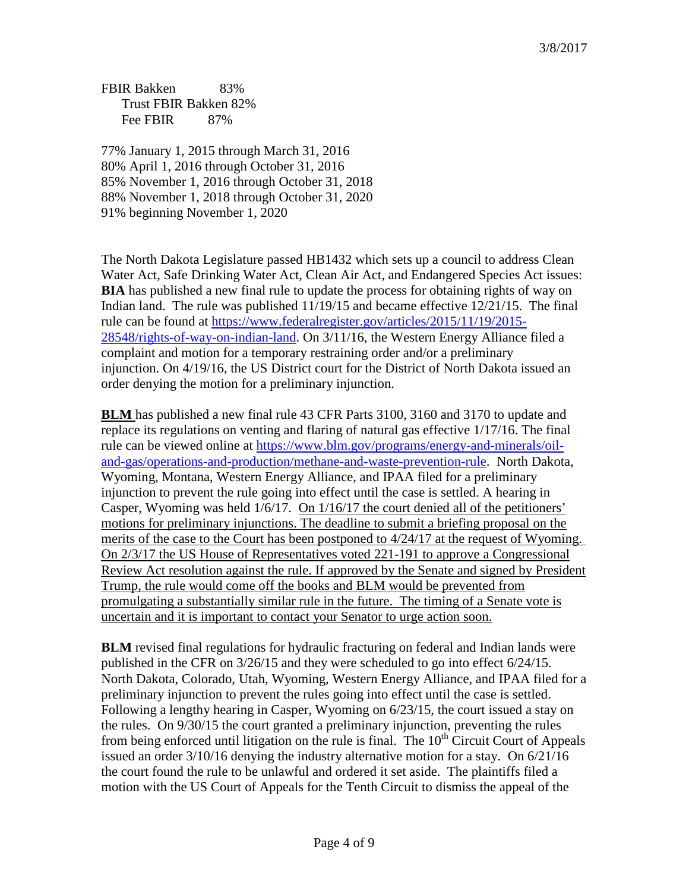FBIR Bakken 83%
Trust FBIR Bakken 82%
Fee FBIR 87%

77% January 1, 2015 through March 31, 2016
80% April 1, 2016 through October 31, 2016
85% November 1, 2016 through October 31, 2018
88% November 1, 2018 through October 31, 2020
91% beginning November 1, 2020

The North Dakota Legislature passed HB1432 which sets up a council to address Clean Water Act, Safe Drinking Water Act, Clean Air Act, and Endangered Species Act issues:
**BIA** has published a new final rule to update the process for obtaining rights of way on Indian land. The rule was published 11/19/15 and became effective 12/21/15. The final rule can be found at https://www.federalregister.gov/articles/2015/11/19/2015-28548/rights-of-way-on-indian-land. On 3/11/16, the Western Energy Alliance filed a complaint and motion for a temporary restraining order and/or a preliminary injunction. On 4/19/16, the US District court for the District of North Dakota issued an order denying the motion for a preliminary injunction.

**BLM** has published a new final rule 43 CFR Parts 3100, 3160 and 3170 to update and replace its regulations on venting and flaring of natural gas effective 1/17/16. The final rule can be viewed online at https://www.blm.gov/programs/energy-and-minerals/oil-and-gas/operations-and-production/methane-and-waste-prevention-rule. North Dakota, Wyoming, Montana, Western Energy Alliance, and IPAA filed for a preliminary injunction to prevent the rule going into effect until the case is settled. A hearing in Casper, Wyoming was held 1/6/17. <u>On 1/16/17 the court denied all of the petitioners' motions for preliminary injunctions. The deadline to submit a briefing proposal on the merits of the case to the Court has been postponed to 4/24/17 at the request of Wyoming. On 2/3/17 the US House of Representatives voted 221-191 to approve a Congressional Review Act resolution against the rule. If approved by the Senate and signed by President Trump, the rule would come off the books and BLM would be prevented from promulgating a substantially similar rule in the future. The timing of a Senate vote is uncertain and it is important to contact your Senator to urge action soon.</u>

**BLM** revised final regulations for hydraulic fracturing on federal and Indian lands were published in the CFR on 3/26/15 and they were scheduled to go into effect 6/24/15. North Dakota, Colorado, Utah, Wyoming, Western Energy Alliance, and IPAA filed for a preliminary injunction to prevent the rules going into effect until the case is settled. Following a lengthy hearing in Casper, Wyoming on 6/23/15, the court issued a stay on the rules. On 9/30/15 the court granted a preliminary injunction, preventing the rules from being enforced until litigation on the rule is final. The 10th Circuit Court of Appeals issued an order 3/10/16 denying the industry alternative motion for a stay. On 6/21/16 the court found the rule to be unlawful and ordered it set aside. The plaintiffs filed a motion with the US Court of Appeals for the Tenth Circuit to dismiss the appeal of the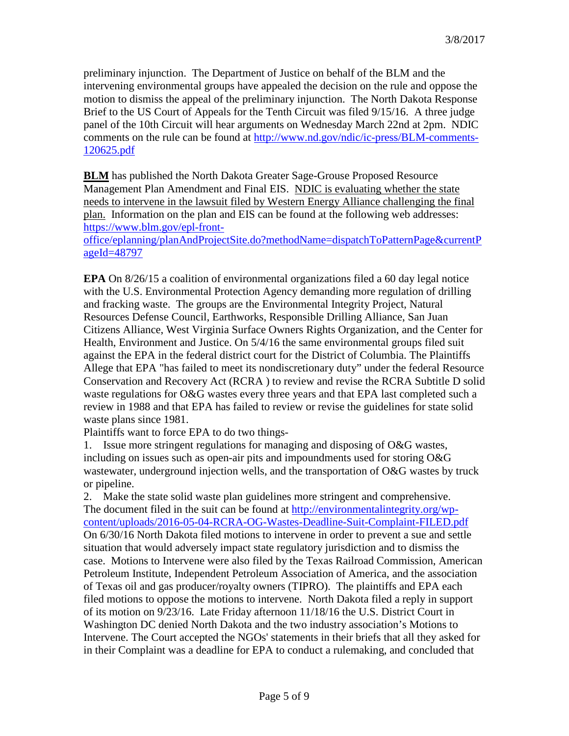preliminary injunction. The Department of Justice on behalf of the BLM and the intervening environmental groups have appealed the decision on the rule and oppose the motion to dismiss the appeal of the preliminary injunction. The North Dakota Response Brief to the US Court of Appeals for the Tenth Circuit was filed 9/15/16. A three judge panel of the 10th Circuit will hear arguments on Wednesday March 22nd at 2pm. NDIC comments on the rule can be found at http://www.nd.gov/ndic/ic-press/BLM-comments-120625.pdf

**BLM** has published the North Dakota Greater Sage-Grouse Proposed Resource Management Plan Amendment and Final EIS. NDIC is evaluating whether the state needs to intervene in the lawsuit filed by Western Energy Alliance challenging the final plan. Information on the plan and EIS can be found at the following web addresses: https://www.blm.gov/epl-front-office/eplanning/planAndProjectSite.do?methodName=dispatchToPatternPage&currentPageId=48797

**EPA** On 8/26/15 a coalition of environmental organizations filed a 60 day legal notice with the U.S. Environmental Protection Agency demanding more regulation of drilling and fracking waste. The groups are the Environmental Integrity Project, Natural Resources Defense Council, Earthworks, Responsible Drilling Alliance, San Juan Citizens Alliance, West Virginia Surface Owners Rights Organization, and the Center for Health, Environment and Justice. On 5/4/16 the same environmental groups filed suit against the EPA in the federal district court for the District of Columbia. The Plaintiffs Allege that EPA "has failed to meet its nondiscretionary duty" under the federal Resource Conservation and Recovery Act (RCRA ) to review and revise the RCRA Subtitle D solid waste regulations for O&G wastes every three years and that EPA last completed such a review in 1988 and that EPA has failed to review or revise the guidelines for state solid waste plans since 1981.

Plaintiffs want to force EPA to do two things-

1. Issue more stringent regulations for managing and disposing of O&G wastes, including on issues such as open-air pits and impoundments used for storing O&G wastewater, underground injection wells, and the transportation of O&G wastes by truck or pipeline.
2. Make the state solid waste plan guidelines more stringent and comprehensive.

The document filed in the suit can be found at http://environmentalintegrity.org/wp-content/uploads/2016-05-04-RCRA-OG-Wastes-Deadline-Suit-Complaint-FILED.pdf

On 6/30/16 North Dakota filed motions to intervene in order to prevent a sue and settle situation that would adversely impact state regulatory jurisdiction and to dismiss the case. Motions to Intervene were also filed by the Texas Railroad Commission, American Petroleum Institute, Independent Petroleum Association of America, and the association of Texas oil and gas producer/royalty owners (TIPRO). The plaintiffs and EPA each filed motions to oppose the motions to intervene. North Dakota filed a reply in support of its motion on 9/23/16. Late Friday afternoon 11/18/16 the U.S. District Court in Washington DC denied North Dakota and the two industry association's Motions to Intervene. The Court accepted the NGOs' statements in their briefs that all they asked for in their Complaint was a deadline for EPA to conduct a rulemaking, and concluded that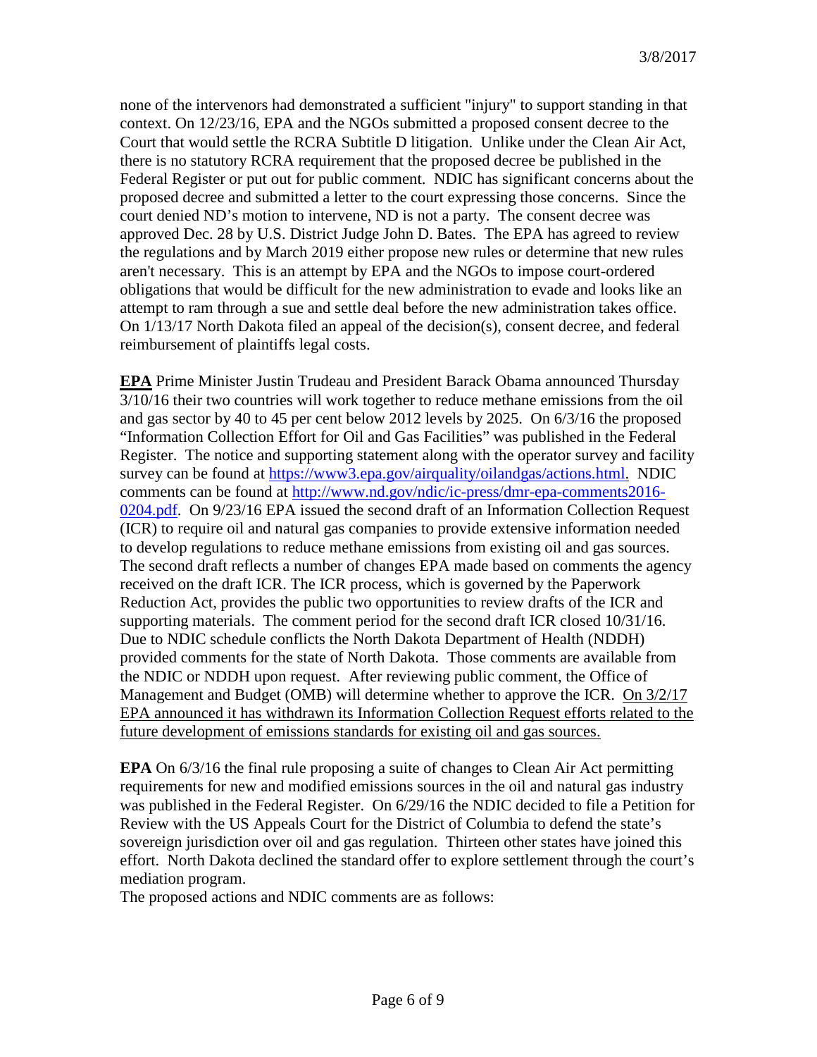none of the intervenors had demonstrated a sufficient "injury" to support standing in that context. On 12/23/16, EPA and the NGOs submitted a proposed consent decree to the Court that would settle the RCRA Subtitle D litigation. Unlike under the Clean Air Act, there is no statutory RCRA requirement that the proposed decree be published in the Federal Register or put out for public comment. NDIC has significant concerns about the proposed decree and submitted a letter to the court expressing those concerns. Since the court denied ND's motion to intervene, ND is not a party. The consent decree was approved Dec. 28 by U.S. District Judge John D. Bates. The EPA has agreed to review the regulations and by March 2019 either propose new rules or determine that new rules aren't necessary. This is an attempt by EPA and the NGOs to impose court-ordered obligations that would be difficult for the new administration to evade and looks like an attempt to ram through a sue and settle deal before the new administration takes office. On 1/13/17 North Dakota filed an appeal of the decision(s), consent decree, and federal reimbursement of plaintiffs legal costs.

<u>**EPA**</u> Prime Minister Justin Trudeau and President Barack Obama announced Thursday 3/10/16 their two countries will work together to reduce methane emissions from the oil and gas sector by 40 to 45 per cent below 2012 levels by 2025. On 6/3/16 the proposed "Information Collection Effort for Oil and Gas Facilities" was published in the Federal Register. The notice and supporting statement along with the operator survey and facility survey can be found at https://www3.epa.gov/airquality/oilandgas/actions.html. NDIC comments can be found at http://www.nd.gov/ndic/ic-press/dmr-epa-comments2016-0204.pdf. On 9/23/16 EPA issued the second draft of an Information Collection Request (ICR) to require oil and natural gas companies to provide extensive information needed to develop regulations to reduce methane emissions from existing oil and gas sources. The second draft reflects a number of changes EPA made based on comments the agency received on the draft ICR. The ICR process, which is governed by the Paperwork Reduction Act, provides the public two opportunities to review drafts of the ICR and supporting materials. The comment period for the second draft ICR closed 10/31/16. Due to NDIC schedule conflicts the North Dakota Department of Health (NDDH) provided comments for the state of North Dakota. Those comments are available from the NDIC or NDDH upon request. After reviewing public comment, the Office of Management and Budget (OMB) will determine whether to approve the ICR. <u>On 3/2/17 EPA announced it has withdrawn its Information Collection Request efforts related to the future development of emissions standards for existing oil and gas sources.</u>

**EPA** On 6/3/16 the final rule proposing a suite of changes to Clean Air Act permitting requirements for new and modified emissions sources in the oil and natural gas industry was published in the Federal Register. On 6/29/16 the NDIC decided to file a Petition for Review with the US Appeals Court for the District of Columbia to defend the state's sovereign jurisdiction over oil and gas regulation. Thirteen other states have joined this effort. North Dakota declined the standard offer to explore settlement through the court's mediation program.

The proposed actions and NDIC comments are as follows: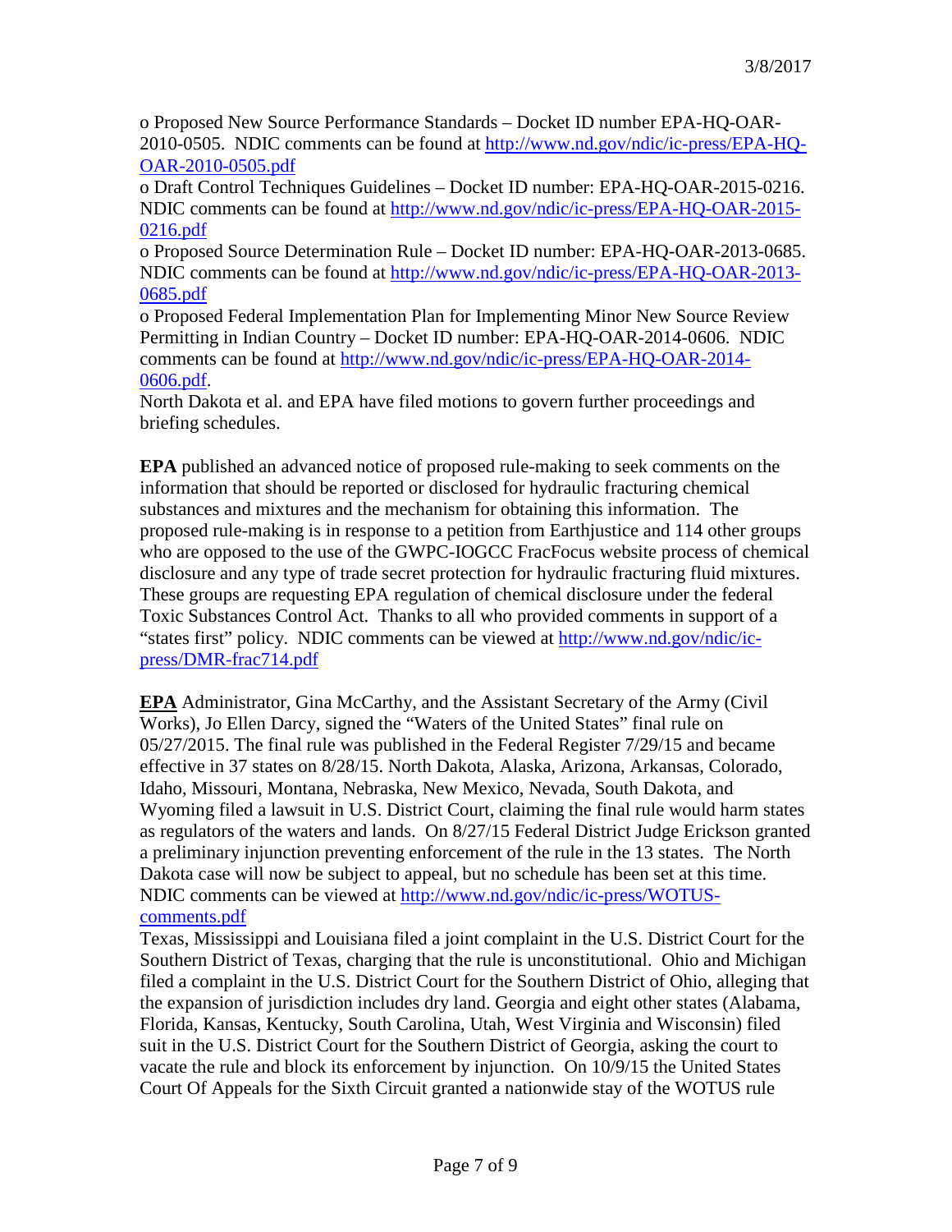o Proposed New Source Performance Standards – Docket ID number EPA-HQ-OAR-2010-0505. NDIC comments can be found at http://www.nd.gov/ndic/ic-press/EPA-HQ-OAR-2010-0505.pdf

o Draft Control Techniques Guidelines – Docket ID number: EPA-HQ-OAR-2015-0216. NDIC comments can be found at http://www.nd.gov/ndic/ic-press/EPA-HQ-OAR-2015-0216.pdf

o Proposed Source Determination Rule – Docket ID number: EPA-HQ-OAR-2013-0685. NDIC comments can be found at http://www.nd.gov/ndic/ic-press/EPA-HQ-OAR-2013-0685.pdf

o Proposed Federal Implementation Plan for Implementing Minor New Source Review Permitting in Indian Country – Docket ID number: EPA-HQ-OAR-2014-0606. NDIC comments can be found at http://www.nd.gov/ndic/ic-press/EPA-HQ-OAR-2014-0606.pdf.

North Dakota et al. and EPA have filed motions to govern further proceedings and briefing schedules.

**EPA** published an advanced notice of proposed rule-making to seek comments on the information that should be reported or disclosed for hydraulic fracturing chemical substances and mixtures and the mechanism for obtaining this information. The proposed rule-making is in response to a petition from Earthjustice and 114 other groups who are opposed to the use of the GWPC-IOGCC FracFocus website process of chemical disclosure and any type of trade secret protection for hydraulic fracturing fluid mixtures. These groups are requesting EPA regulation of chemical disclosure under the federal Toxic Substances Control Act. Thanks to all who provided comments in support of a "states first" policy. NDIC comments can be viewed at http://www.nd.gov/ndic/ic-press/DMR-frac714.pdf

**EPA** Administrator, Gina McCarthy, and the Assistant Secretary of the Army (Civil Works), Jo Ellen Darcy, signed the "Waters of the United States" final rule on 05/27/2015. The final rule was published in the Federal Register 7/29/15 and became effective in 37 states on 8/28/15. North Dakota, Alaska, Arizona, Arkansas, Colorado, Idaho, Missouri, Montana, Nebraska, New Mexico, Nevada, South Dakota, and Wyoming filed a lawsuit in U.S. District Court, claiming the final rule would harm states as regulators of the waters and lands. On 8/27/15 Federal District Judge Erickson granted a preliminary injunction preventing enforcement of the rule in the 13 states. The North Dakota case will now be subject to appeal, but no schedule has been set at this time. NDIC comments can be viewed at http://www.nd.gov/ndic/ic-press/WOTUS-comments.pdf

Texas, Mississippi and Louisiana filed a joint complaint in the U.S. District Court for the Southern District of Texas, charging that the rule is unconstitutional. Ohio and Michigan filed a complaint in the U.S. District Court for the Southern District of Ohio, alleging that the expansion of jurisdiction includes dry land. Georgia and eight other states (Alabama, Florida, Kansas, Kentucky, South Carolina, Utah, West Virginia and Wisconsin) filed suit in the U.S. District Court for the Southern District of Georgia, asking the court to vacate the rule and block its enforcement by injunction. On 10/9/15 the United States Court Of Appeals for the Sixth Circuit granted a nationwide stay of the WOTUS rule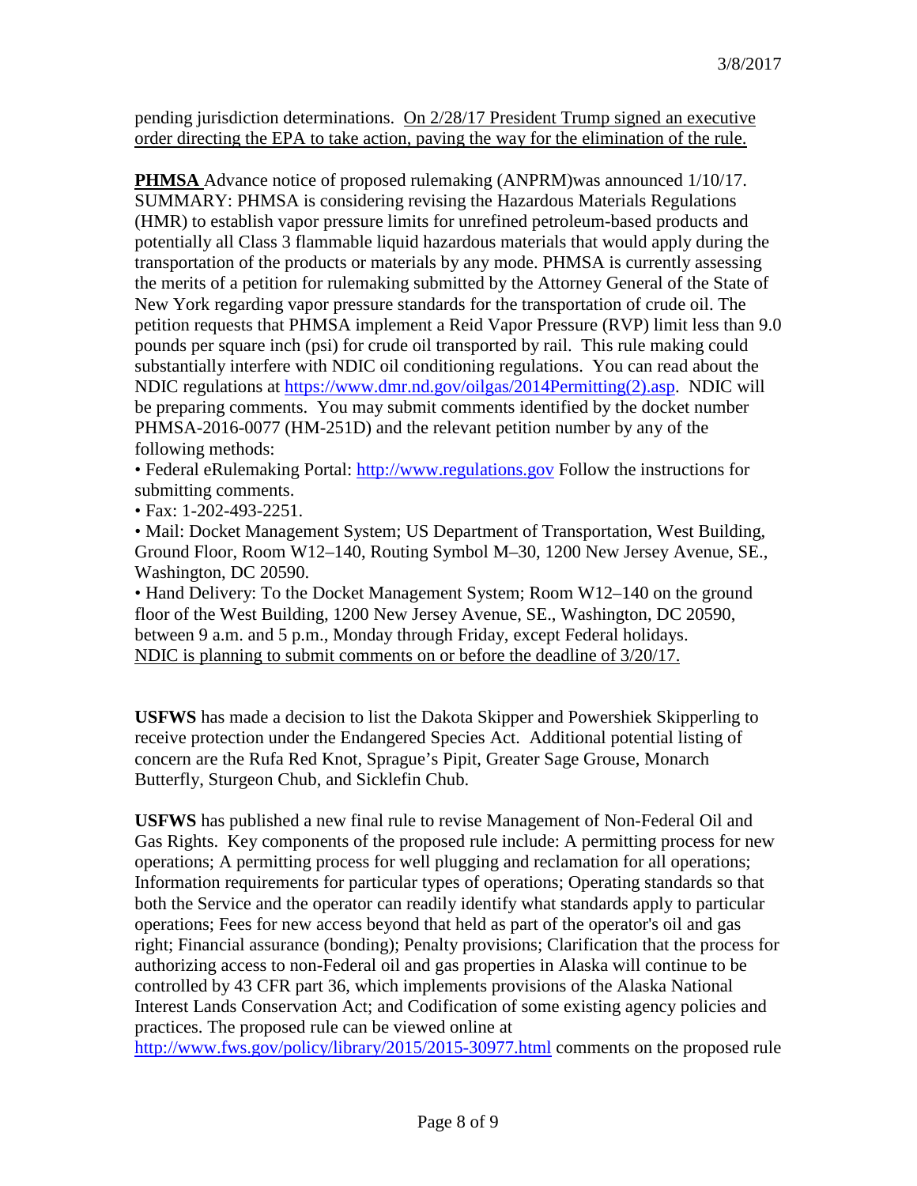pending jurisdiction determinations. <u>On 2/28/17 President Trump signed an executive order directing the EPA to take action, paving the way for the elimination of the rule.</u>

<u>**PHMSA**</u> Advance notice of proposed rulemaking (ANPRM)was announced 1/10/17. SUMMARY: PHMSA is considering revising the Hazardous Materials Regulations (HMR) to establish vapor pressure limits for unrefined petroleum-based products and potentially all Class 3 flammable liquid hazardous materials that would apply during the transportation of the products or materials by any mode. PHMSA is currently assessing the merits of a petition for rulemaking submitted by the Attorney General of the State of New York regarding vapor pressure standards for the transportation of crude oil. The petition requests that PHMSA implement a Reid Vapor Pressure (RVP) limit less than 9.0 pounds per square inch (psi) for crude oil transported by rail. This rule making could substantially interfere with NDIC oil conditioning regulations. You can read about the NDIC regulations at https://www.dmr.nd.gov/oilgas/2014Permitting(2).asp. NDIC will be preparing comments. You may submit comments identified by the docket number PHMSA-2016-0077 (HM-251D) and the relevant petition number by any of the following methods:

- Federal eRulemaking Portal: http://www.regulations.gov Follow the instructions for submitting comments.
- Fax: 1-202-493-2251.
- Mail: Docket Management System; US Department of Transportation, West Building, Ground Floor, Room W12–140, Routing Symbol M–30, 1200 New Jersey Avenue, SE., Washington, DC 20590.
- Hand Delivery: To the Docket Management System; Room W12–140 on the ground floor of the West Building, 1200 New Jersey Avenue, SE., Washington, DC 20590, between 9 a.m. and 5 p.m., Monday through Friday, except Federal holidays.

<u>NDIC is planning to submit comments on or before the deadline of 3/20/17.</u>

**USFWS** has made a decision to list the Dakota Skipper and Powershiek Skipperling to receive protection under the Endangered Species Act. Additional potential listing of concern are the Rufa Red Knot, Sprague's Pipit, Greater Sage Grouse, Monarch Butterfly, Sturgeon Chub, and Sicklefin Chub.

**USFWS** has published a new final rule to revise Management of Non-Federal Oil and Gas Rights. Key components of the proposed rule include: A permitting process for new operations; A permitting process for well plugging and reclamation for all operations; Information requirements for particular types of operations; Operating standards so that both the Service and the operator can readily identify what standards apply to particular operations; Fees for new access beyond that held as part of the operator's oil and gas right; Financial assurance (bonding); Penalty provisions; Clarification that the process for authorizing access to non-Federal oil and gas properties in Alaska will continue to be controlled by 43 CFR part 36, which implements provisions of the Alaska National Interest Lands Conservation Act; and Codification of some existing agency policies and practices. The proposed rule can be viewed online at http://www.fws.gov/policy/library/2015/2015-30977.html comments on the proposed rule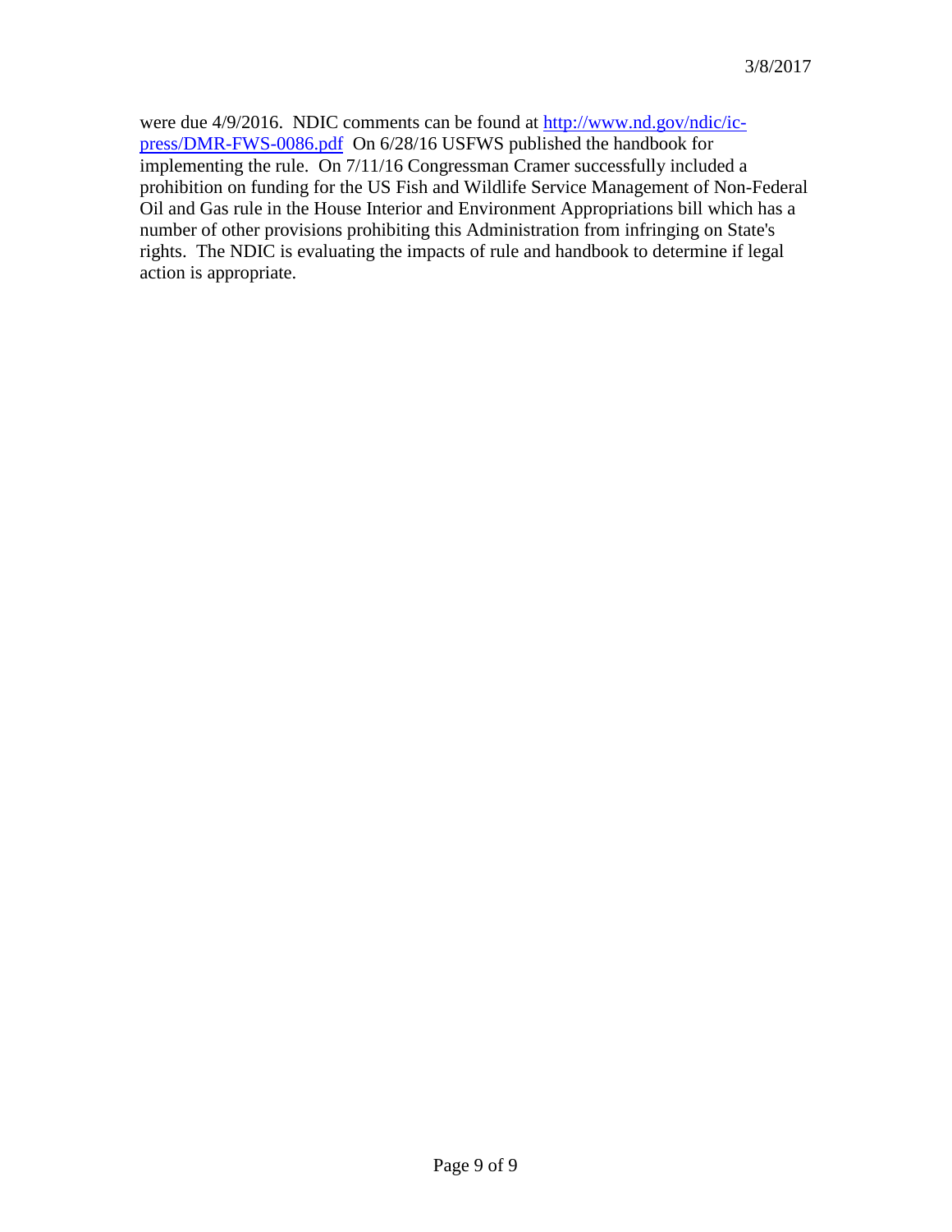were due 4/9/2016. NDIC comments can be found at [http://www.nd.gov/ndic/ic-press/DMR-FWS-0086.pdf](http://www.nd.gov/ndic/ic-press/DMR-FWS-0086.pdf) On 6/28/16 USFWS published the handbook for implementing the rule. On 7/11/16 Congressman Cramer successfully included a prohibition on funding for the US Fish and Wildlife Service Management of Non-Federal Oil and Gas rule in the House Interior and Environment Appropriations bill which has a number of other provisions prohibiting this Administration from infringing on State's rights. The NDIC is evaluating the impacts of rule and handbook to determine if legal action is appropriate.